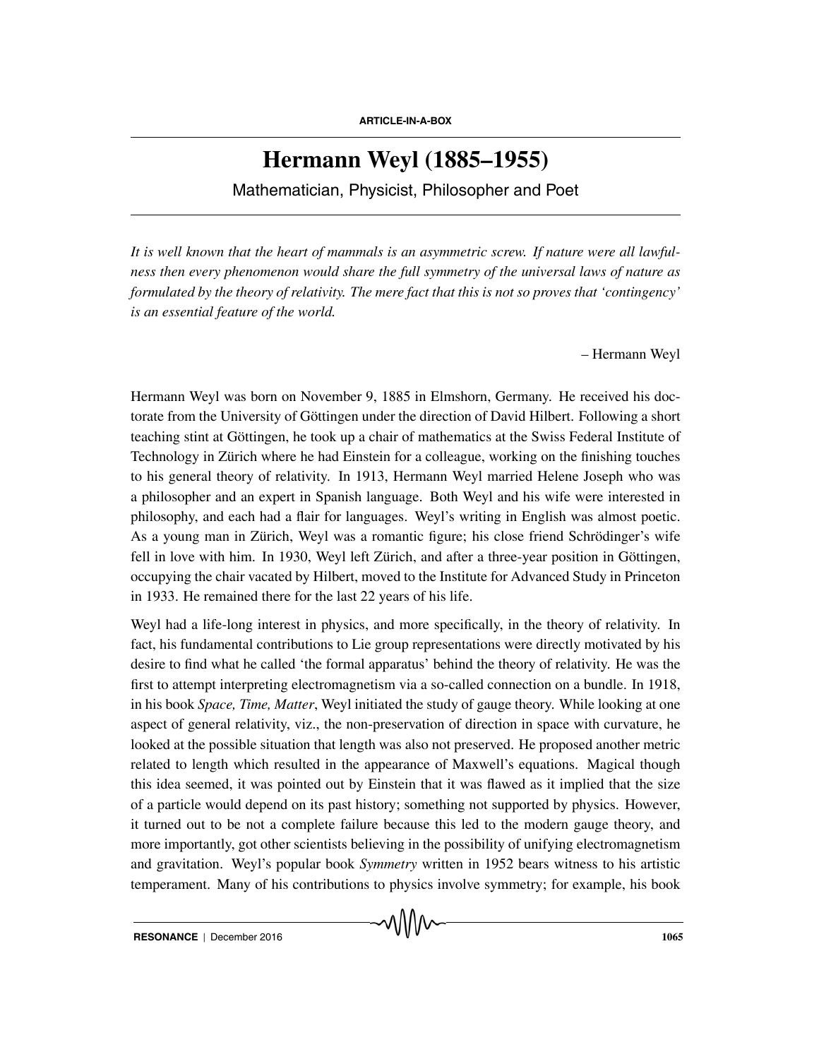**ARTICLE-IN-A-BOX**

# Hermann Weyl (1885–1955)

Mathematician, Physicist, Philosopher and Poet

*It is well known that the heart of mammals is an asymmetric screw. If nature were all lawfulness then every phenomenon would share the full symmetry of the universal laws of nature as formulated by the theory of relativity. The mere fact that this is not so proves that 'contingency' is an essential feature of the world.*

– Hermann Weyl

Hermann Weyl was born on November 9, 1885 in Elmshorn, Germany. He received his doctorate from the University of Göttingen under the direction of David Hilbert. Following a short teaching stint at Göttingen, he took up a chair of mathematics at the Swiss Federal Institute of Technology in Zürich where he had Einstein for a colleague, working on the finishing touches to his general theory of relativity. In 1913, Hermann Weyl married Helene Joseph who was a philosopher and an expert in Spanish language. Both Weyl and his wife were interested in philosophy, and each had a flair for languages. Weyl's writing in English was almost poetic. As a young man in Zürich, Weyl was a romantic figure; his close friend Schrödinger's wife fell in love with him. In 1930, Weyl left Zürich, and after a three-year position in Göttingen, occupying the chair vacated by Hilbert, moved to the Institute for Advanced Study in Princeton in 1933. He remained there for the last 22 years of his life.

Weyl had a life-long interest in physics, and more specifically, in the theory of relativity. In fact, his fundamental contributions to Lie group representations were directly motivated by his desire to find what he called 'the formal apparatus' behind the theory of relativity. He was the first to attempt interpreting electromagnetism via a so-called connection on a bundle. In 1918, in his book *Space, Time, Matter*, Weyl initiated the study of gauge theory. While looking at one aspect of general relativity, viz., the non-preservation of direction in space with curvature, he looked at the possible situation that length was also not preserved. He proposed another metric related to length which resulted in the appearance of Maxwell's equations. Magical though this idea seemed, it was pointed out by Einstein that it was flawed as it implied that the size of a particle would depend on its past history; something not supported by physics. However, it turned out to be not a complete failure because this led to the modern gauge theory, and more importantly, got other scientists believing in the possibility of unifying electromagnetism and gravitation. Weyl's popular book *Symmetry* written in 1952 bears witness to his artistic temperament. Many of his contributions to physics involve symmetry; for example, his book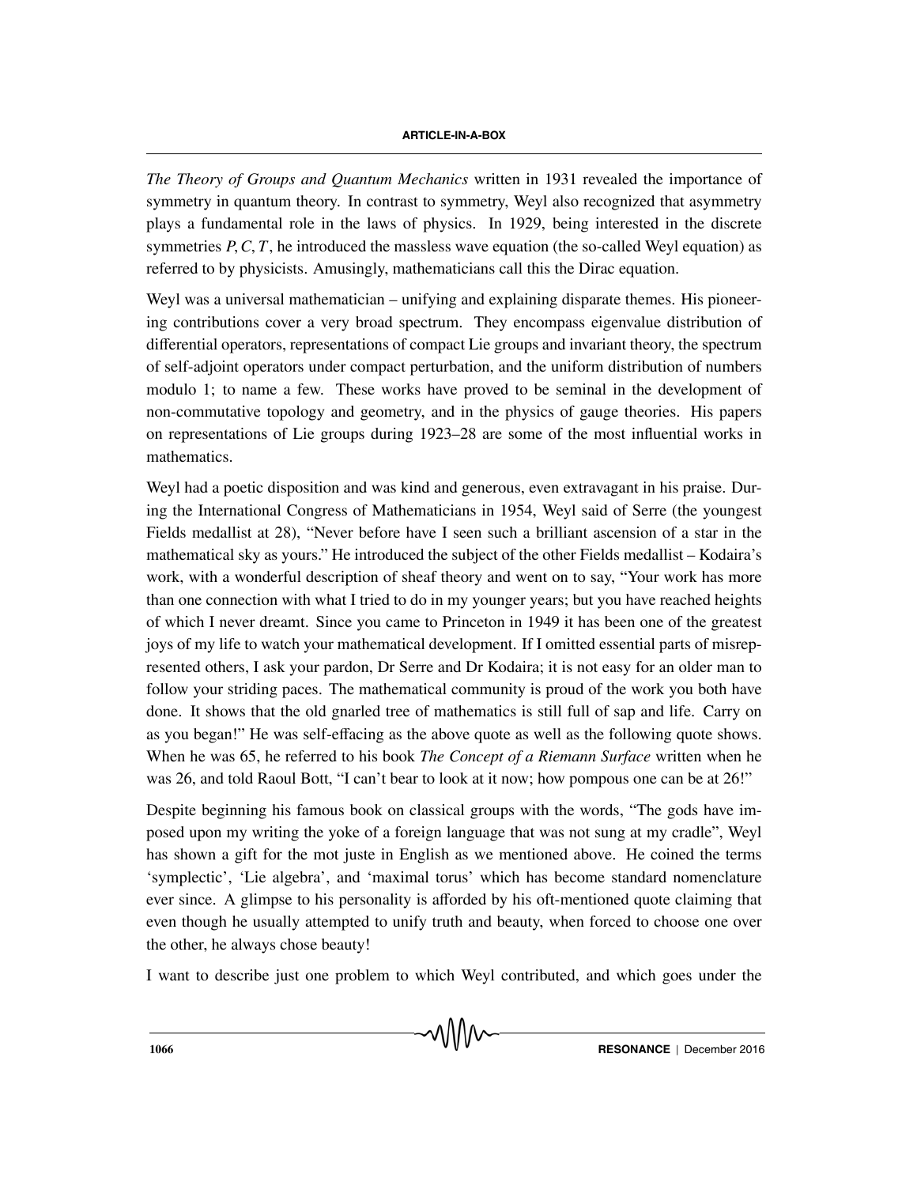*The Theory of Groups and Quantum Mechanics* written in 1931 revealed the importance of symmetry in quantum theory. In contrast to symmetry, Weyl also recognized that asymmetry plays a fundamental role in the laws of physics. In 1929, being interested in the discrete symmetries $P, C, T$, he introduced the massless wave equation (the so-called Weyl equation) as referred to by physicists. Amusingly, mathematicians call this the Dirac equation.

Weyl was a universal mathematician – unifying and explaining disparate themes. His pioneering contributions cover a very broad spectrum. They encompass eigenvalue distribution of differential operators, representations of compact Lie groups and invariant theory, the spectrum of self-adjoint operators under compact perturbation, and the uniform distribution of numbers modulo 1; to name a few. These works have proved to be seminal in the development of non-commutative topology and geometry, and in the physics of gauge theories. His papers on representations of Lie groups during 1923–28 are some of the most influential works in mathematics.

Weyl had a poetic disposition and was kind and generous, even extravagant in his praise. During the International Congress of Mathematicians in 1954, Weyl said of Serre (the youngest Fields medallist at 28), "Never before have I seen such a brilliant ascension of a star in the mathematical sky as yours." He introduced the subject of the other Fields medallist – Kodaira's work, with a wonderful description of sheaf theory and went on to say, "Your work has more than one connection with what I tried to do in my younger years; but you have reached heights of which I never dreamt. Since you came to Princeton in 1949 it has been one of the greatest joys of my life to watch your mathematical development. If I omitted essential parts of misrepresented others, I ask your pardon, Dr Serre and Dr Kodaira; it is not easy for an older man to follow your striding paces. The mathematical community is proud of the work you both have done. It shows that the old gnarled tree of mathematics is still full of sap and life. Carry on as you began!" He was self-effacing as the above quote as well as the following quote shows. When he was 65, he referred to his book *The Concept of a Riemann Surface* written when he was 26, and told Raoul Bott, "I can't bear to look at it now; how pompous one can be at 26!"

Despite beginning his famous book on classical groups with the words, "The gods have imposed upon my writing the yoke of a foreign language that was not sung at my cradle", Weyl has shown a gift for the mot juste in English as we mentioned above. He coined the terms 'symplectic', 'Lie algebra', and 'maximal torus' which has become standard nomenclature ever since. A glimpse to his personality is afforded by his oft-mentioned quote claiming that even though he usually attempted to unify truth and beauty, when forced to choose one over the other, he always chose beauty!

I want to describe just one problem to which Weyl contributed, and which goes under the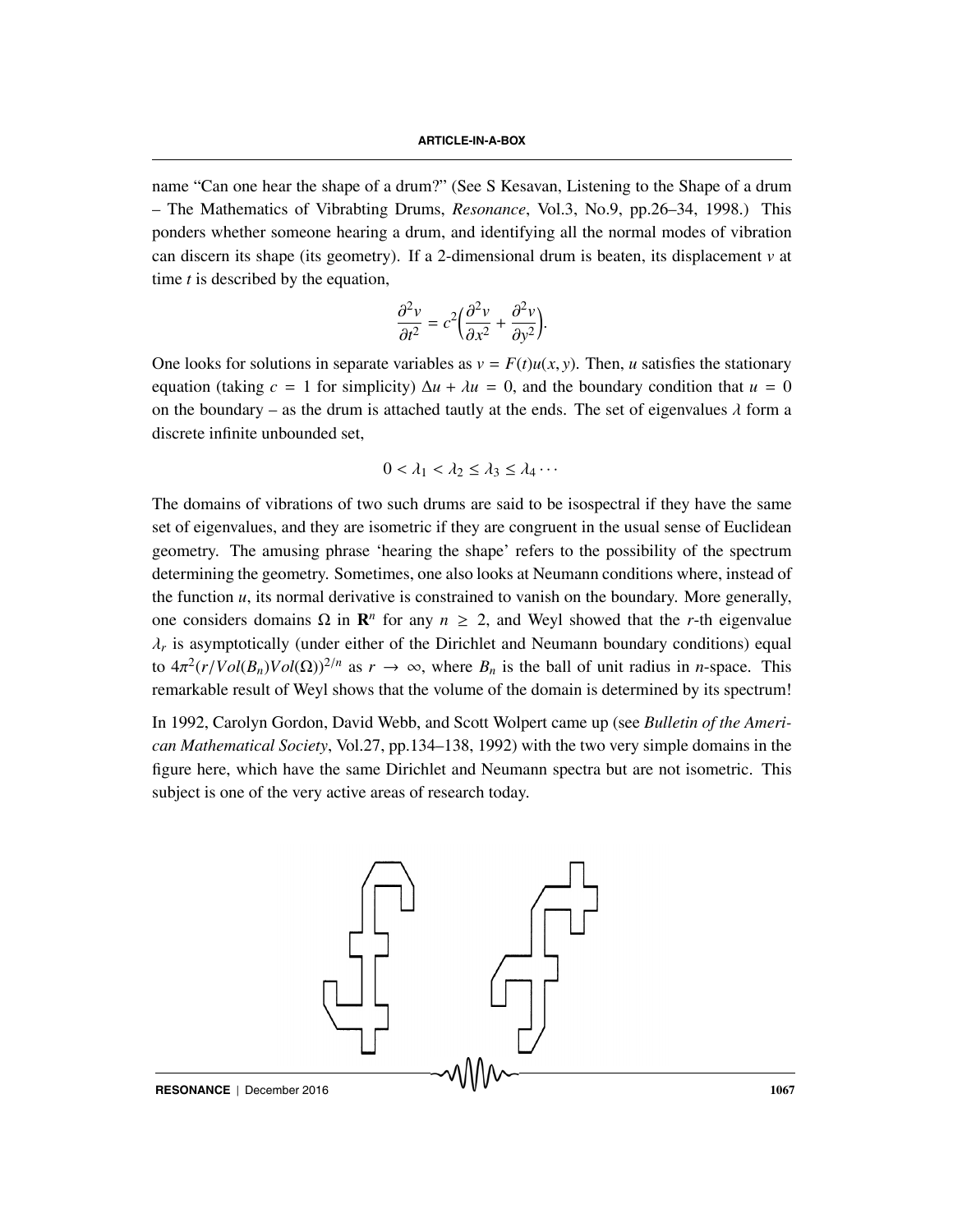name "Can one hear the shape of a drum?" (See S Kesavan, Listening to the Shape of a drum – The Mathematics of Vibrabting Drums, *Resonance*, Vol.3, No.9, pp.26–34, 1998.) This ponders whether someone hearing a drum, and identifying all the normal modes of vibration can discern its shape (its geometry). If a 2-dimensional drum is beaten, its displacement $v$ at time $t$ is described by the equation,

$$\frac{\partial^2 v}{\partial t^2} = c^2\Big(\frac{\partial^2 v}{\partial x^2} + \frac{\partial^2 v}{\partial y^2}\Big).$$

One looks for solutions in separate variables as $v = F(t)u(x, y)$. Then, $u$ satisfies the stationary equation (taking $c = 1$ for simplicity) $\Delta u + \lambda u = 0$, and the boundary condition that $u = 0$ on the boundary – as the drum is attached tautly at the ends. The set of eigenvalues $\lambda$ form a discrete infinite unbounded set,

$$0 < \lambda_1 < \lambda_2 \leq \lambda_3 \leq \lambda_4 \cdots$$

The domains of vibrations of two such drums are said to be isospectral if they have the same set of eigenvalues, and they are isometric if they are congruent in the usual sense of Euclidean geometry. The amusing phrase 'hearing the shape' refers to the possibility of the spectrum determining the geometry. Sometimes, one also looks at Neumann conditions where, instead of the function $u$, its normal derivative is constrained to vanish on the boundary. More generally, one considers domains $\Omega$ in $\mathbf{R}^n$ for any $n \geq 2$, and Weyl showed that the $r$-th eigenvalue $\lambda_r$ is asymptotically (under either of the Dirichlet and Neumann boundary conditions) equal to $4\pi^2(r/Vol(B_n)Vol(\Omega))^{2/n}$ as $r \to \infty$, where $B_n$ is the ball of unit radius in $n$-space. This remarkable result of Weyl shows that the volume of the domain is determined by its spectrum!

In 1992, Carolyn Gordon, David Webb, and Scott Wolpert came up (see *Bulletin of the American Mathematical Society*, Vol.27, pp.134–138, 1992) with the two very simple domains in the figure here, which have the same Dirichlet and Neumann spectra but are not isometric. This subject is one of the very active areas of research today.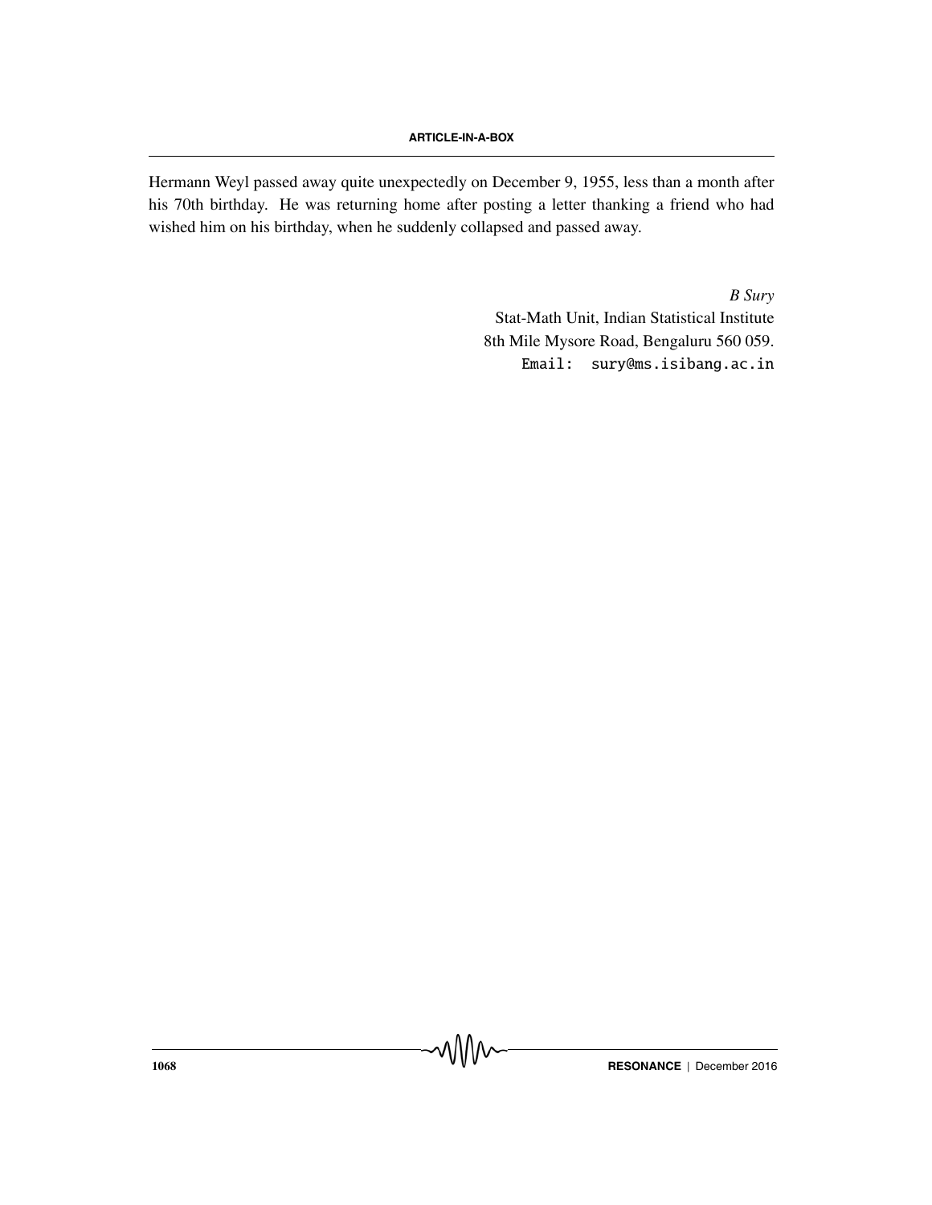Hermann Weyl passed away quite unexpectedly on December 9, 1955, less than a month after his 70th birthday. He was returning home after posting a letter thanking a friend who had wished him on his birthday, when he suddenly collapsed and passed away.

*B Sury*
Stat-Math Unit, Indian Statistical Institute
8th Mile Mysore Road, Bengaluru 560 059.
Email: sury@ms.isibang.ac.in